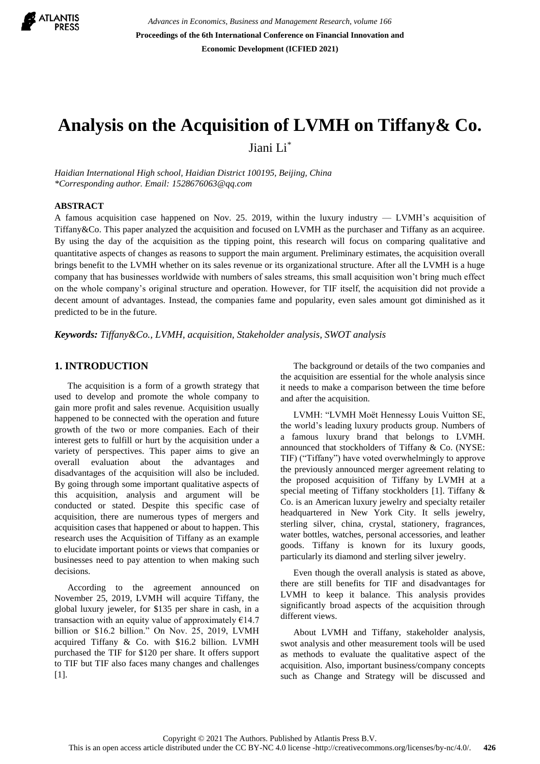# Analysis on the Acquisition of LVMH on Tiffany& Co.

Jiani Li*

*Haidian International High school, Haidian District 100195, Beijing, China*
*\*Corresponding author. Email: 1528676063@qq.com*

## ABSTRACT

A famous acquisition case happened on Nov. 25. 2019, within the luxury industry — LVMH's acquisition of Tiffany&Co. This paper analyzed the acquisition and focused on LVMH as the purchaser and Tiffany as an acquiree. By using the day of the acquisition as the tipping point, this research will focus on comparing qualitative and quantitative aspects of changes as reasons to support the main argument. Preliminary estimates, the acquisition overall brings benefit to the LVMH whether on its sales revenue or its organizational structure. After all the LVMH is a huge company that has businesses worldwide with numbers of sales streams, this small acquisition won't bring much effect on the whole company's original structure and operation. However, for TIF itself, the acquisition did not provide a decent amount of advantages. Instead, the companies fame and popularity, even sales amount got diminished as it predicted to be in the future.

***Keywords:*** *Tiffany&Co., LVMH, acquisition, Stakeholder analysis, SWOT analysis*

## 1. INTRODUCTION

The acquisition is a form of a growth strategy that used to develop and promote the whole company to gain more profit and sales revenue. Acquisition usually happened to be connected with the operation and future growth of the two or more companies. Each of their interest gets to fulfill or hurt by the acquisition under a variety of perspectives. This paper aims to give an overall evaluation about the advantages and disadvantages of the acquisition will also be included. By going through some important qualitative aspects of this acquisition, analysis and argument will be conducted or stated. Despite this specific case of acquisition, there are numerous types of mergers and acquisition cases that happened or about to happen. This research uses the Acquisition of Tiffany as an example to elucidate important points or views that companies or businesses need to pay attention to when making such decisions.

According to the agreement announced on November 25, 2019, LVMH will acquire Tiffany, the global luxury jeweler, for $135 per share in cash, in a transaction with an equity value of approximately €14.7 billion or $16.2 billion." On Nov. 25, 2019, LVMH acquired Tiffany & Co. with $16.2 billion. LVMH purchased the TIF for $120 per share. It offers support to TIF but TIF also faces many changes and challenges [1].

The background or details of the two companies and the acquisition are essential for the whole analysis since it needs to make a comparison between the time before and after the acquisition.

LVMH: "LVMH Moët Hennessy Louis Vuitton SE, the world's leading luxury products group. Numbers of a famous luxury brand that belongs to LVMH. announced that stockholders of Tiffany & Co. (NYSE: TIF) ("Tiffany") have voted overwhelmingly to approve the previously announced merger agreement relating to the proposed acquisition of Tiffany by LVMH at a special meeting of Tiffany stockholders [1]. Tiffany & Co. is an American luxury jewelry and specialty retailer headquartered in New York City. It sells jewelry, sterling silver, china, crystal, stationery, fragrances, water bottles, watches, personal accessories, and leather goods. Tiffany is known for its luxury goods, particularly its diamond and sterling silver jewelry.

Even though the overall analysis is stated as above, there are still benefits for TIF and disadvantages for LVMH to keep it balance. This analysis provides significantly broad aspects of the acquisition through different views.

About LVMH and Tiffany, stakeholder analysis, swot analysis and other measurement tools will be used as methods to evaluate the qualitative aspect of the acquisition. Also, important business/company concepts such as Change and Strategy will be discussed and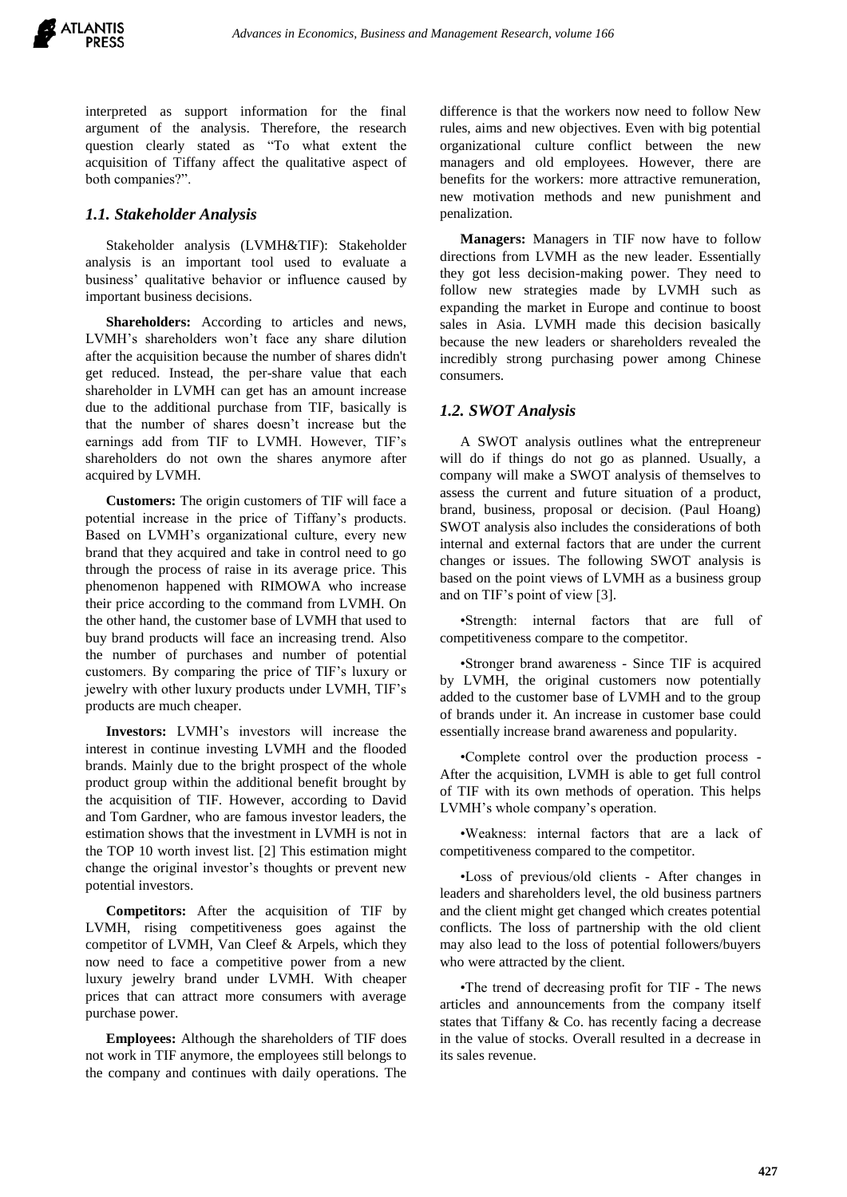interpreted as support information for the final argument of the analysis. Therefore, the research question clearly stated as "To what extent the acquisition of Tiffany affect the qualitative aspect of both companies?".

### *1.1. Stakeholder Analysis*

Stakeholder analysis (LVMH&TIF): Stakeholder analysis is an important tool used to evaluate a business' qualitative behavior or influence caused by important business decisions.

**Shareholders:** According to articles and news, LVMH's shareholders won't face any share dilution after the acquisition because the number of shares didn't get reduced. Instead, the per-share value that each shareholder in LVMH can get has an amount increase due to the additional purchase from TIF, basically is that the number of shares doesn't increase but the earnings add from TIF to LVMH. However, TIF's shareholders do not own the shares anymore after acquired by LVMH.

**Customers:** The origin customers of TIF will face a potential increase in the price of Tiffany's products. Based on LVMH's organizational culture, every new brand that they acquired and take in control need to go through the process of raise in its average price. This phenomenon happened with RIMOWA who increase their price according to the command from LVMH. On the other hand, the customer base of LVMH that used to buy brand products will face an increasing trend. Also the number of purchases and number of potential customers. By comparing the price of TIF's luxury or jewelry with other luxury products under LVMH, TIF's products are much cheaper.

**Investors:** LVMH's investors will increase the interest in continue investing LVMH and the flooded brands. Mainly due to the bright prospect of the whole product group within the additional benefit brought by the acquisition of TIF. However, according to David and Tom Gardner, who are famous investor leaders, the estimation shows that the investment in LVMH is not in the TOP 10 worth invest list. [2] This estimation might change the original investor's thoughts or prevent new potential investors.

**Competitors:** After the acquisition of TIF by LVMH, rising competitiveness goes against the competitor of LVMH, Van Cleef & Arpels, which they now need to face a competitive power from a new luxury jewelry brand under LVMH. With cheaper prices that can attract more consumers with average purchase power.

**Employees:** Although the shareholders of TIF does not work in TIF anymore, the employees still belongs to the company and continues with daily operations. The difference is that the workers now need to follow New rules, aims and new objectives. Even with big potential organizational culture conflict between the new managers and old employees. However, there are benefits for the workers: more attractive remuneration, new motivation methods and new punishment and penalization.

**Managers:** Managers in TIF now have to follow directions from LVMH as the new leader. Essentially they got less decision-making power. They need to follow new strategies made by LVMH such as expanding the market in Europe and continue to boost sales in Asia. LVMH made this decision basically because the new leaders or shareholders revealed the incredibly strong purchasing power among Chinese consumers.

### *1.2. SWOT Analysis*

A SWOT analysis outlines what the entrepreneur will do if things do not go as planned. Usually, a company will make a SWOT analysis of themselves to assess the current and future situation of a product, brand, business, proposal or decision. (Paul Hoang) SWOT analysis also includes the considerations of both internal and external factors that are under the current changes or issues. The following SWOT analysis is based on the point views of LVMH as a business group and on TIF's point of view [3].

•Strength: internal factors that are full of competitiveness compare to the competitor.

•Stronger brand awareness - Since TIF is acquired by LVMH, the original customers now potentially added to the customer base of LVMH and to the group of brands under it. An increase in customer base could essentially increase brand awareness and popularity.

•Complete control over the production process - After the acquisition, LVMH is able to get full control of TIF with its own methods of operation. This helps LVMH's whole company's operation.

•Weakness: internal factors that are a lack of competitiveness compared to the competitor.

•Loss of previous/old clients - After changes in leaders and shareholders level, the old business partners and the client might get changed which creates potential conflicts. The loss of partnership with the old client may also lead to the loss of potential followers/buyers who were attracted by the client.

•The trend of decreasing profit for TIF - The news articles and announcements from the company itself states that Tiffany & Co. has recently facing a decrease in the value of stocks. Overall resulted in a decrease in its sales revenue.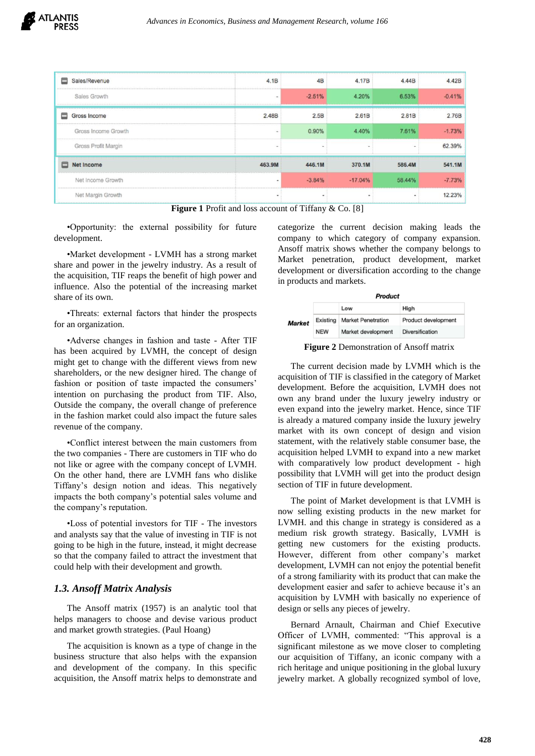| | | | | | |
|---|---|---|---|---|---|
| Sales/Revenue | 4.1B | 4B | 4.17B | 4.44B | 4.42B |
| Sales Growth | - | -2.51% | 4.20% | 6.53% | -0.41% |
| Gross Income | 2.48B | 2.5B | 2.61B | 2.81B | 2.76B |
| Gross Income Growth | - | 0.90% | 4.40% | 7.61% | -1.73% |
| Gross Profit Margin | - | - | - | - | 62.39% |
| Net Income | 463.9M | 446.1M | 370.1M | 586.4M | 541.1M |
| Net Income Growth | - | -3.84% | -17.04% | 58.44% | -7.73% |
| Net Margin Growth | - | - | - | - | 12.23% |

**Figure 1** Profit and loss account of Tiffany & Co. [8]

•Opportunity: the external possibility for future development.

•Market development - LVMH has a strong market share and power in the jewelry industry. As a result of the acquisition, TIF reaps the benefit of high power and influence. Also the potential of the increasing market share of its own.

•Threats: external factors that hinder the prospects for an organization.

•Adverse changes in fashion and taste - After TIF has been acquired by LVMH, the concept of design might get to change with the different views from new shareholders, or the new designer hired. The change of fashion or position of taste impacted the consumers' intention on purchasing the product from TIF. Also, Outside the company, the overall change of preference in the fashion market could also impact the future sales revenue of the company.

•Conflict interest between the main customers from the two companies - There are customers in TIF who do not like or agree with the company concept of LVMH. On the other hand, there are LVMH fans who dislike Tiffany's design notion and ideas. This negatively impacts the both company's potential sales volume and the company's reputation.

•Loss of potential investors for TIF - The investors and analysts say that the value of investing in TIF is not going to be high in the future, instead, it might decrease so that the company failed to attract the investment that could help with their development and growth.

### *1.3. Ansoff Matrix Analysis*

The Ansoff matrix (1957) is an analytic tool that helps managers to choose and devise various product and market growth strategies. (Paul Hoang)

The acquisition is known as a type of change in the business structure that also helps with the expansion and development of the company. In this specific acquisition, the Ansoff matrix helps to demonstrate and categorize the current decision making leads the company to which category of company expansion. Ansoff matrix shows whether the company belongs to Market penetration, product development, market development or diversification according to the change in products and markets.

| | | ***Product*** | |
|---|---|---|---|
| | | Low | High |
| ***Market*** | Existing | Market Penetration | Product development |
| | NEW | Market development | Diversification |

**Figure 2** Demonstration of Ansoff matrix

The current decision made by LVMH which is the acquisition of TIF is classified in the category of Market development. Before the acquisition, LVMH does not own any brand under the luxury jewelry industry or even expand into the jewelry market. Hence, since TIF is already a matured company inside the luxury jewelry market with its own concept of design and vision statement, with the relatively stable consumer base, the acquisition helped LVMH to expand into a new market with comparatively low product development - high possibility that LVMH will get into the product design section of TIF in future development.

The point of Market development is that LVMH is now selling existing products in the new market for LVMH. and this change in strategy is considered as a medium risk growth strategy. Basically, LVMH is getting new customers for the existing products. However, different from other company's market development, LVMH can not enjoy the potential benefit of a strong familiarity with its product that can make the development easier and safer to achieve because it's an acquisition by LVMH with basically no experience of design or sells any pieces of jewelry.

Bernard Arnault, Chairman and Chief Executive Officer of LVMH, commented: "This approval is a significant milestone as we move closer to completing our acquisition of Tiffany, an iconic company with a rich heritage and unique positioning in the global luxury jewelry market. A globally recognized symbol of love,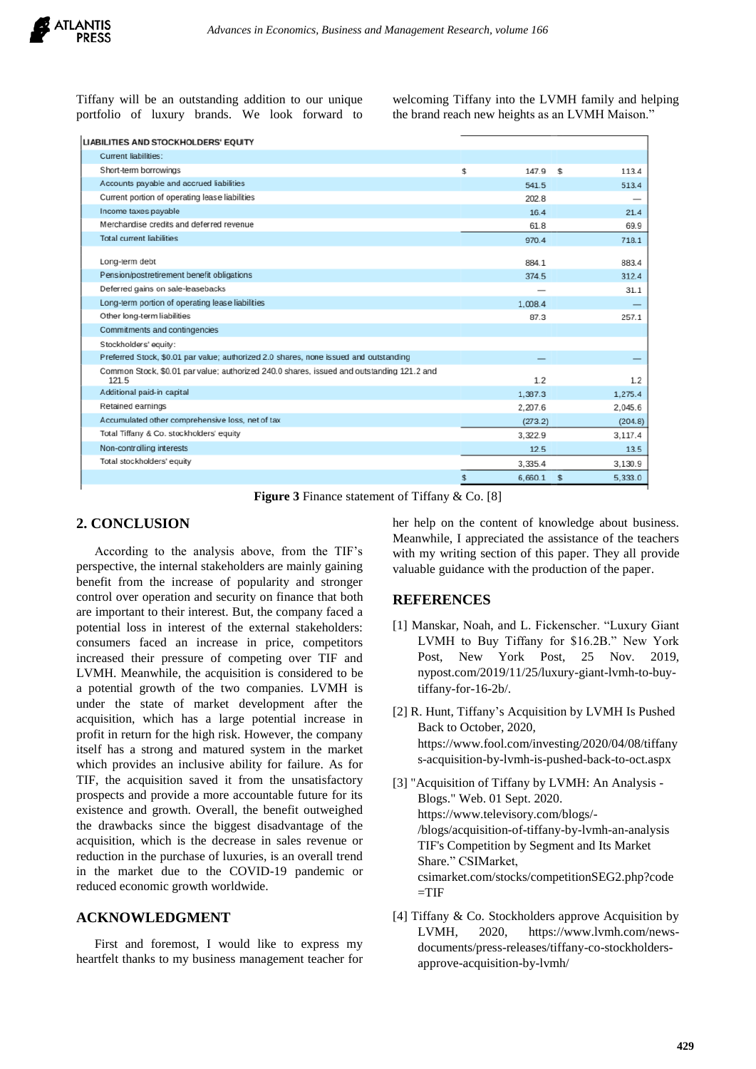Tiffany will be an outstanding addition to our unique portfolio of luxury brands. We look forward to welcoming Tiffany into the LVMH family and helping the brand reach new heights as an LVMH Maison."

| LIABILITIES AND STOCKHOLDERS' EQUITY | | |
|---|---|---|
| Current liabilities: | | |
| Short-term borrowings | $ 147.9 | $ 113.4 |
| Accounts payable and accrued liabilities | 541.5 | 513.4 |
| Current portion of operating lease liabilities | 202.8 | — |
| Income taxes payable | 16.4 | 21.4 |
| Merchandise credits and deferred revenue | 61.8 | 69.9 |
| Total current liabilities | 970.4 | 718.1 |
| Long-term debt | 884.1 | 883.4 |
| Pension/postretirement benefit obligations | 374.5 | 312.4 |
| Deferred gains on sale-leasebacks | — | 31.1 |
| Long-term portion of operating lease liabilities | 1,008.4 | — |
| Other long-term liabilities | 87.3 | 257.1 |
| Commitments and contingencies | | |
| Stockholders' equity: | | |
| Preferred Stock, $0.01 par value; authorized 2.0 shares, none issued and outstanding | — | — |
| Common Stock, $0.01 par value; authorized 240.0 shares, issued and outstanding 121.2 and 121.5 | 1.2 | 1.2 |
| Additional paid-in capital | 1,387.3 | 1,275.4 |
| Retained earnings | 2,207.6 | 2,045.6 |
| Accumulated other comprehensive loss, net of tax | (273.2) | (204.8) |
| Total Tiffany & Co. stockholders' equity | 3,322.9 | 3,117.4 |
| Non-controlling interests | 12.5 | 13.5 |
| Total stockholders' equity | 3,335.4 | 3,130.9 |
| | $ 6,660.1 | $ 5,333.0 |

**Figure 3** Finance statement of Tiffany & Co. [8]

## 2. CONCLUSION

According to the analysis above, from the TIF's perspective, the internal stakeholders are mainly gaining benefit from the increase of popularity and stronger control over operation and security on finance that both are important to their interest. But, the company faced a potential loss in interest of the external stakeholders: consumers faced an increase in price, competitors increased their pressure of competing over TIF and LVMH. Meanwhile, the acquisition is considered to be a potential growth of the two companies. LVMH is under the state of market development after the acquisition, which has a large potential increase in profit in return for the high risk. However, the company itself has a strong and matured system in the market which provides an inclusive ability for failure. As for TIF, the acquisition saved it from the unsatisfactory prospects and provide a more accountable future for its existence and growth. Overall, the benefit outweighed the drawbacks since the biggest disadvantage of the acquisition, which is the decrease in sales revenue or reduction in the purchase of luxuries, is an overall trend in the market due to the COVID-19 pandemic or reduced economic growth worldwide.

## ACKNOWLEDGMENT

First and foremost, I would like to express my heartfelt thanks to my business management teacher for her help on the content of knowledge about business. Meanwhile, I appreciated the assistance of the teachers with my writing section of this paper. They all provide valuable guidance with the production of the paper.

## REFERENCES

[1] Manskar, Noah, and L. Fickenscher. "Luxury Giant LVMH to Buy Tiffany for $16.2B." New York Post, New York Post, 25 Nov. 2019, nypost.com/2019/11/25/luxury-giant-lvmh-to-buy-tiffany-for-16-2b/.

[2] R. Hunt, Tiffany's Acquisition by LVMH Is Pushed Back to October, 2020, https://www.fool.com/investing/2020/04/08/tiffanys-acquisition-by-lvmh-is-pushed-back-to-oct.aspx

[3] "Acquisition of Tiffany by LVMH: An Analysis - Blogs." Web. 01 Sept. 2020. https://www.televisory.com/blogs/-/blogs/acquisition-of-tiffany-by-lvmh-an-analysis TIF's Competition by Segment and Its Market Share." CSIMarket, csimarket.com/stocks/competitionSEG2.php?code=TIF

[4] Tiffany & Co. Stockholders approve Acquisition by LVMH, 2020, https://www.lvmh.com/news-documents/press-releases/tiffany-co-stockholders-approve-acquisition-by-lvmh/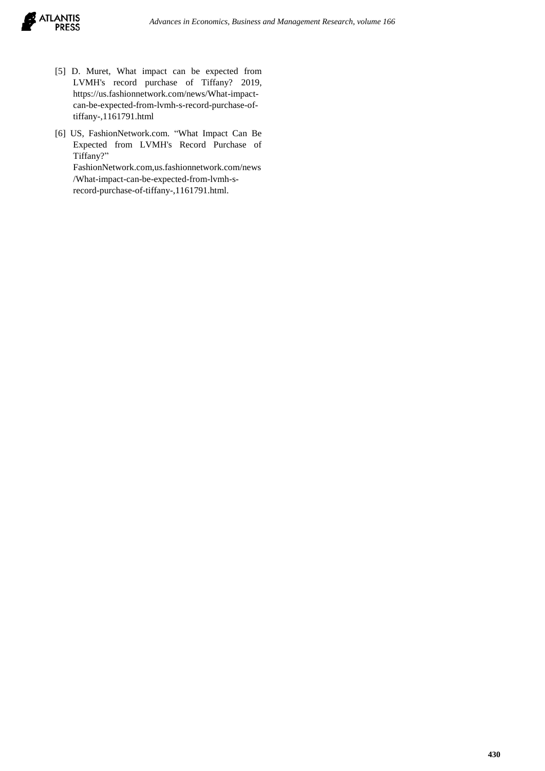[5] D. Muret, What impact can be expected from LVMH's record purchase of Tiffany? 2019, https://us.fashionnetwork.com/news/What-impact-can-be-expected-from-lvmh-s-record-purchase-of-tiffany-,1161791.html

[6] US, FashionNetwork.com. "What Impact Can Be Expected from LVMH's Record Purchase of Tiffany?" FashionNetwork.com,us.fashionnetwork.com/news/What-impact-can-be-expected-from-lvmh-s-record-purchase-of-tiffany-,1161791.html.